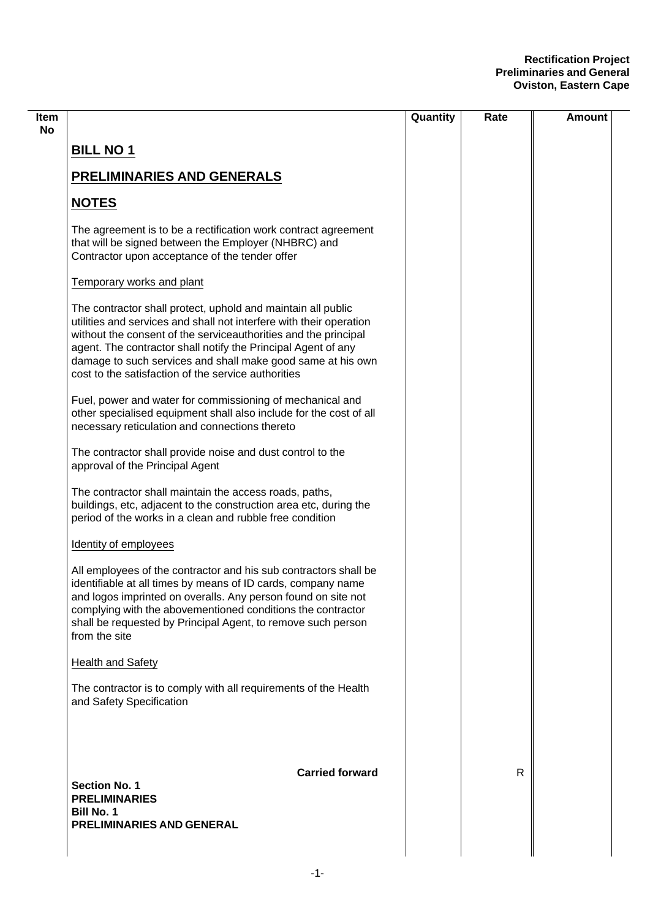| Item No | | Quantity | Rate | Amount |
|---|---|---|---|---|

## BILL NO 1

## PRELIMINARIES AND GENERALS

## NOTES

The agreement is to be a rectification work contract agreement that will be signed between the Employer (NHBRC) and Contractor upon acceptance of the tender offer

Temporary works and plant

The contractor shall protect, uphold and maintain all public utilities and services and shall not interfere with their operation without the consent of the serviceauthorities and the principal agent. The contractor shall notify the Principal Agent of any damage to such services and shall make good same at his own cost to the satisfaction of the service authorities

Fuel, power and water for commissioning of mechanical and other specialised equipment shall also include for the cost of all necessary reticulation and connections thereto

The contractor shall provide noise and dust control to the approval of the Principal Agent

The contractor shall maintain the access roads, paths, buildings, etc, adjacent to the construction area etc, during the period of the works in a clean and rubble free condition

Identity of employees

All employees of the contractor and his sub contractors shall be identifiable at all times by means of ID cards, company name and logos imprinted on overalls. Any person found on site not complying with the abovementioned conditions the contractor shall be requested by Principal Agent, to remove such person from the site

Health and Safety

The contractor is to comply with all requirements of the Health and Safety Specification

| | | Quantity | Rate | Amount |
|---|---|---|---|---|
| | **Carried forward** | | R | |

**Section No. 1**
**PRELIMINARIES**
**Bill No. 1**
**PRELIMINARIES AND GENERAL**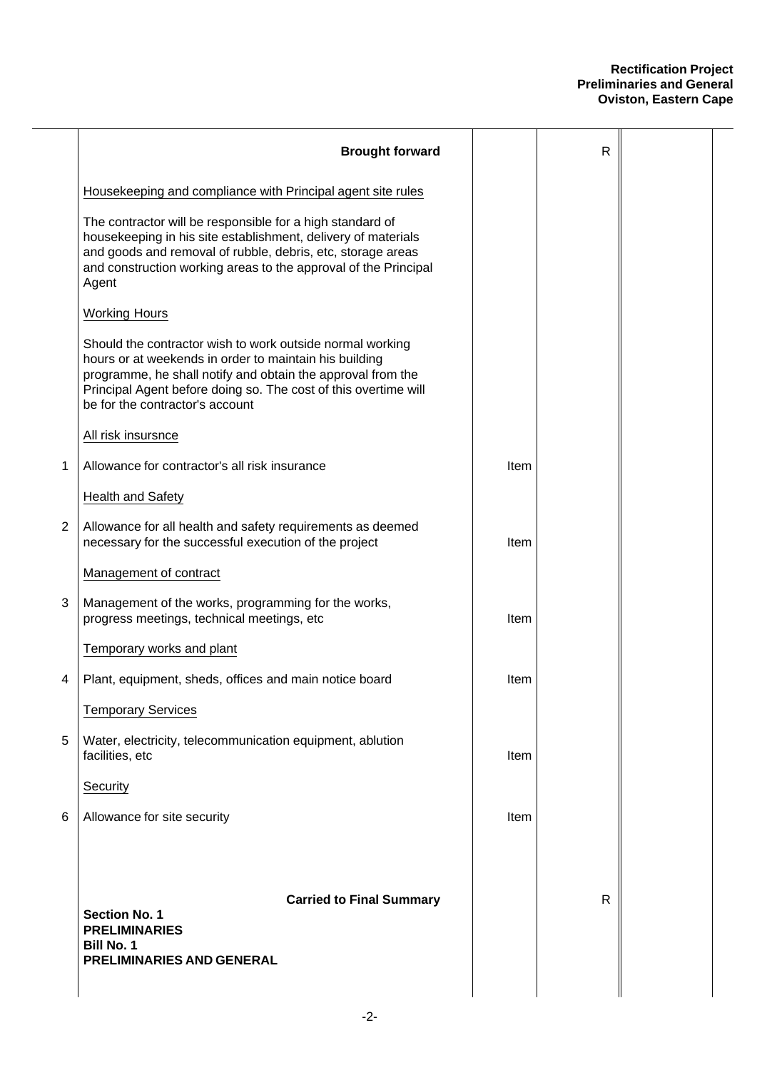| | | | | |
|---|---|---|---|---|
| | **Brought forward** | | R | |
| | Housekeeping and compliance with Principal agent site rules | | | |
| | The contractor will be responsible for a high standard of housekeeping in his site establishment, delivery of materials and goods and removal of rubble, debris, etc, storage areas and construction working areas to the approval of the Principal Agent | | | |
| | Working Hours | | | |
| | Should the contractor wish to work outside normal working hours or at weekends in order to maintain his building programme, he shall notify and obtain the approval from the Principal Agent before doing so. The cost of this overtime will be for the contractor's account | | | |
| | All risk insursnce | | | |
| 1 | Allowance for contractor's all risk insurance | Item | | |
| | Health and Safety | | | |
| 2 | Allowance for all health and safety requirements as deemed necessary for the successful execution of the project | Item | | |
| | Management of contract | | | |
| 3 | Management of the works, programming for the works, progress meetings, technical meetings, etc | Item | | |
| | Temporary works and plant | | | |
| 4 | Plant, equipment, sheds, offices and main notice board | Item | | |
| | Temporary Services | | | |
| 5 | Water, electricity, telecommunication equipment, ablution facilities, etc | Item | | |
| | Security | | | |
| 6 | Allowance for site security | Item | | |
| | **Carried to Final Summary** | | R | |
| | **Section No. 1**<br>**PRELIMINARIES**<br>**Bill No. 1**<br>**PRELIMINARIES AND GENERAL** | | | |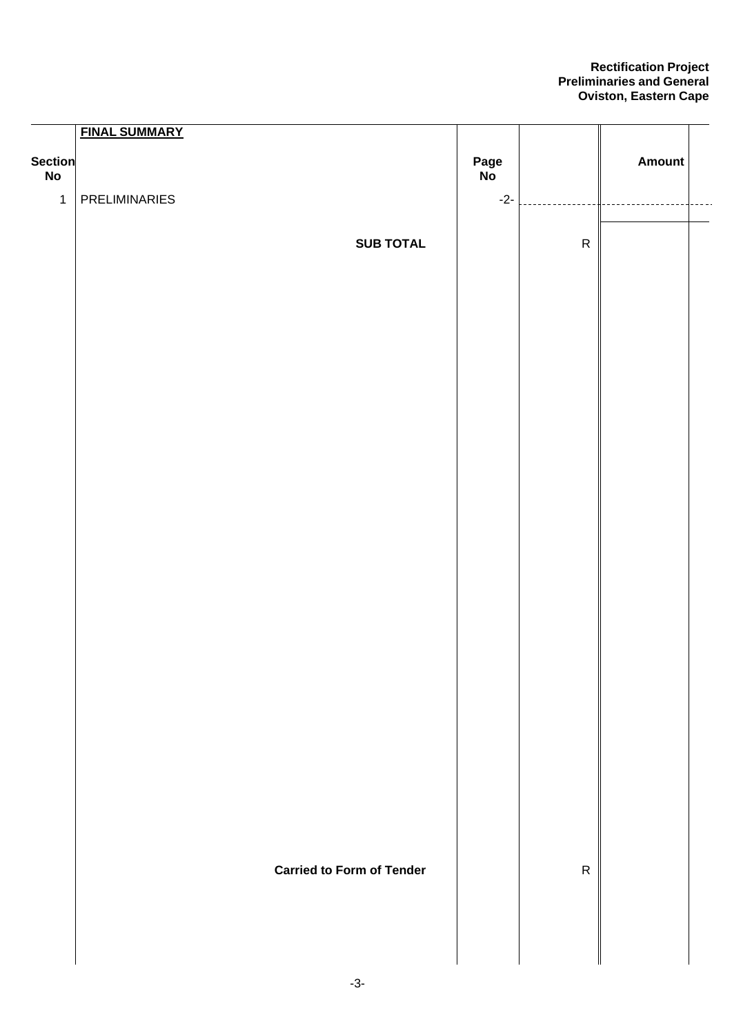## FINAL SUMMARY

| Section No | | Page No | | Amount |
|---|---|---|---|---|
| 1 | PRELIMINARIES | -2- | | |
| | **SUB TOTAL** | | R | |
| | **Carried to Form of Tender** | | R | |